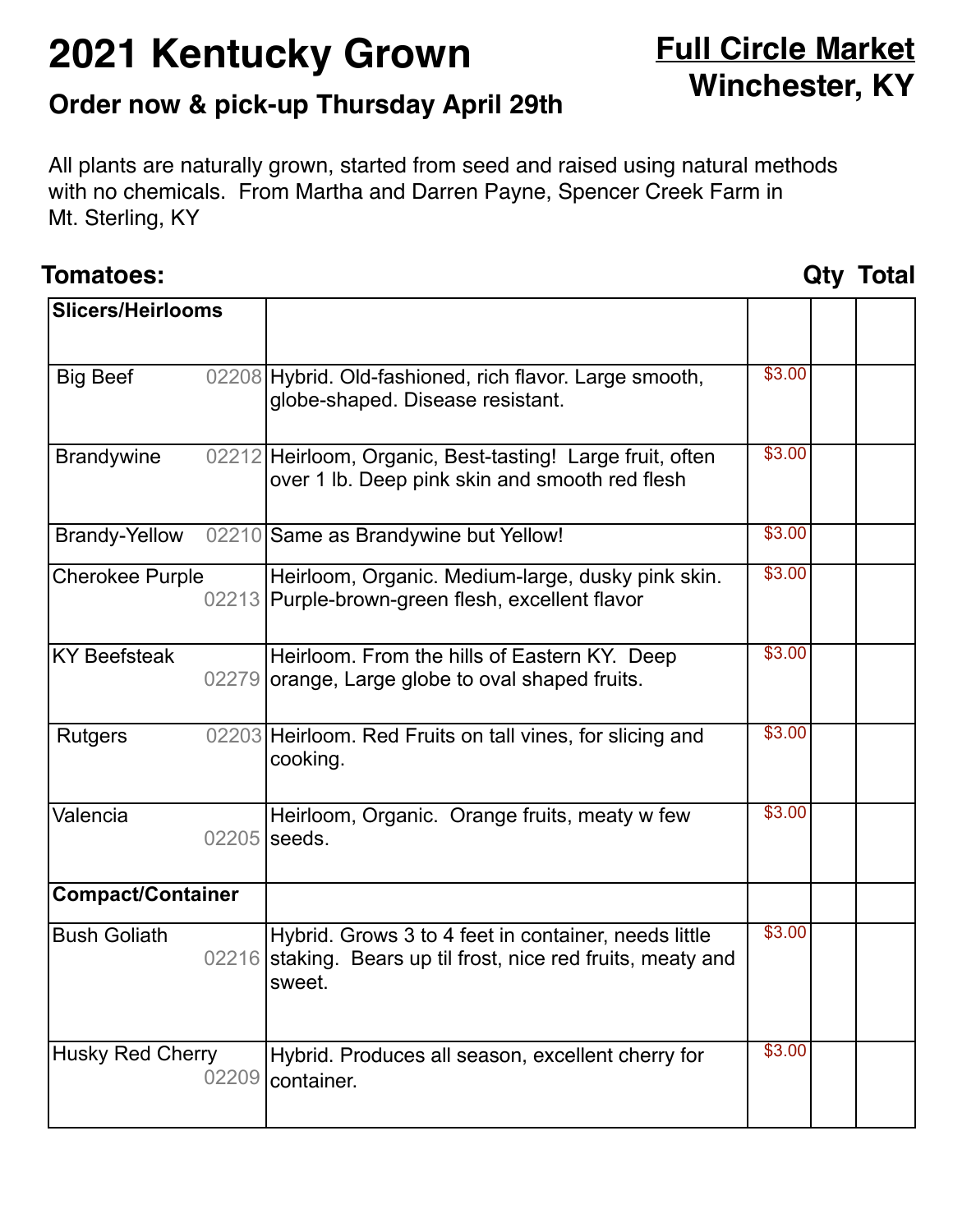# 2021 Kentucky Grown

## Full Circle Market
## Winchester, KY

### Order now & pick-up Thursday April 29th

All plants are naturally grown, started from seed and raised using natural methods with no chemicals. From Martha and Darren Payne, Spencer Creek Farm in Mt. Sterling, KY

## Tomatoes:

| | | | Qty | Total |
|---|---|---|---|---|
| **Slicers/Heirlooms** | | | | |
| Big Beef 02208 | Hybrid. Old-fashioned, rich flavor. Large smooth, globe-shaped. Disease resistant. | $3.00 | | |
| Brandywine 02212 | Heirloom, Organic, Best-tasting! Large fruit, often over 1 lb. Deep pink skin and smooth red flesh | $3.00 | | |
| Brandy-Yellow 02210 | Same as Brandywine but Yellow! | $3.00 | | |
| Cherokee Purple 02213 | Heirloom, Organic. Medium-large, dusky pink skin. Purple-brown-green flesh, excellent flavor | $3.00 | | |
| KY Beefsteak 02279 | Heirloom. From the hills of Eastern KY. Deep orange, Large globe to oval shaped fruits. | $3.00 | | |
| Rutgers 02203 | Heirloom. Red Fruits on tall vines, for slicing and cooking. | $3.00 | | |
| Valencia 02205 | Heirloom, Organic. Orange fruits, meaty w few seeds. | $3.00 | | |
| **Compact/Container** | | | | |
| Bush Goliath 02216 | Hybrid. Grows 3 to 4 feet in container, needs little staking. Bears up til frost, nice red fruits, meaty and sweet. | $3.00 | | |
| Husky Red Cherry 02209 | Hybrid. Produces all season, excellent cherry for container. | $3.00 | | |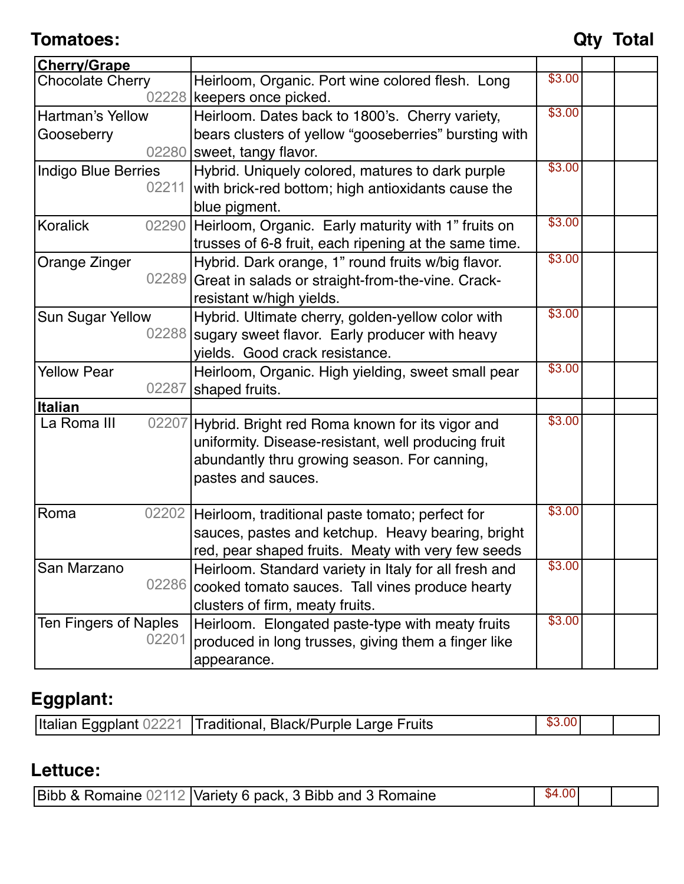## Tomatoes:

| | | | Qty | Total |
|---|---|---|---|---|
| **Cherry/Grape** | | | | |
| Chocolate Cherry 02228 | Heirloom, Organic. Port wine colored flesh. Long keepers once picked. | $3.00 | | |
| Hartman's Yellow Gooseberry 02280 | Heirloom. Dates back to 1800's. Cherry variety, bears clusters of yellow "gooseberries" bursting with sweet, tangy flavor. | $3.00 | | |
| Indigo Blue Berries 02211 | Hybrid. Uniquely colored, matures to dark purple with brick-red bottom; high antioxidants cause the blue pigment. | $3.00 | | |
| Koralick 02290 | Heirloom, Organic. Early maturity with 1" fruits on trusses of 6-8 fruit, each ripening at the same time. | $3.00 | | |
| Orange Zinger 02289 | Hybrid. Dark orange, 1" round fruits w/big flavor. Great in salads or straight-from-the-vine. Crack-resistant w/high yields. | $3.00 | | |
| Sun Sugar Yellow 02288 | Hybrid. Ultimate cherry, golden-yellow color with sugary sweet flavor. Early producer with heavy yields. Good crack resistance. | $3.00 | | |
| Yellow Pear 02287 | Heirloom, Organic. High yielding, sweet small pear shaped fruits. | $3.00 | | |
| **Italian** | | | | |
| La Roma III 02207 | Hybrid. Bright red Roma known for its vigor and uniformity. Disease-resistant, well producing fruit abundantly thru growing season. For canning, pastes and sauces. | $3.00 | | |
| Roma 02202 | Heirloom, traditional paste tomato; perfect for sauces, pastes and ketchup. Heavy bearing, bright red, pear shaped fruits. Meaty with very few seeds | $3.00 | | |
| San Marzano 02286 | Heirloom. Standard variety in Italy for all fresh and cooked tomato sauces. Tall vines produce hearty clusters of firm, meaty fruits. | $3.00 | | |
| Ten Fingers of Naples 02201 | Heirloom. Elongated paste-type with meaty fruits produced in long trusses, giving them a finger like appearance. | $3.00 | | |

## Eggplant:

| | | | | |
|---|---|---|---|---|
| Italian Eggplant 02221 | Traditional, Black/Purple Large Fruits | $3.00 | | |

## Lettuce:

| | | | | |
|---|---|---|---|---|
| Bibb & Romaine 02112 | Variety 6 pack, 3 Bibb and 3 Romaine | $4.00 | | |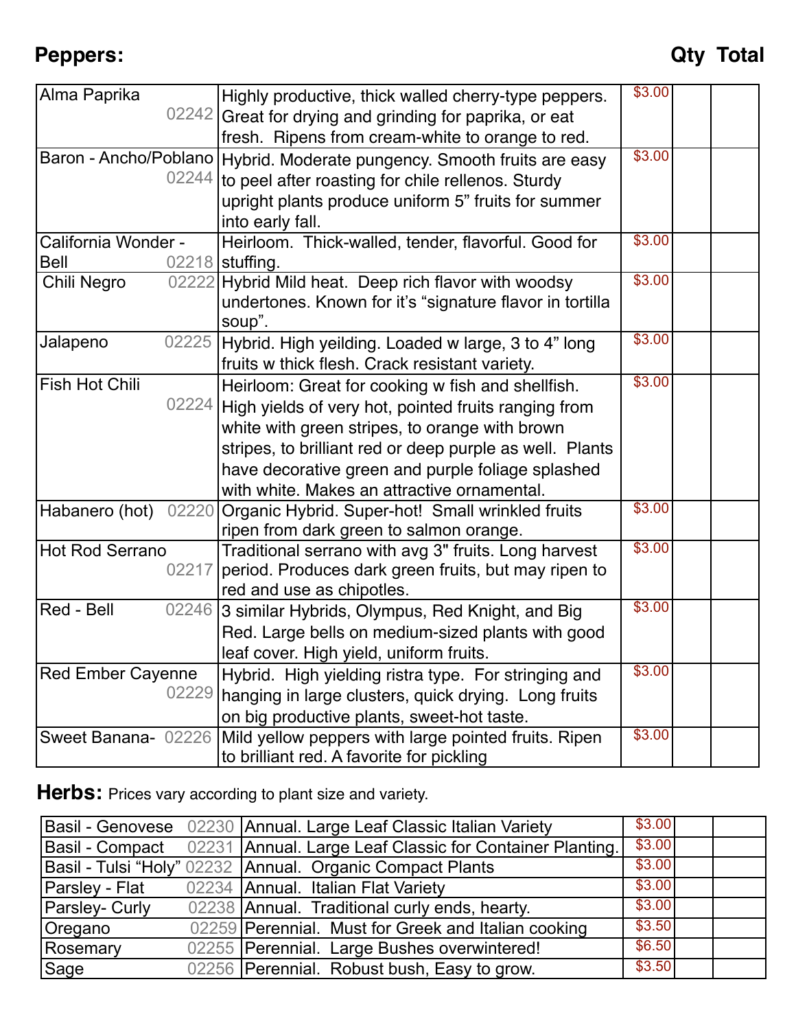## Peppers:

| | | | Qty | Total |
|---|---|---|---|---|
| Alma Paprika 02242 | Highly productive, thick walled cherry-type peppers. Great for drying and grinding for paprika, or eat fresh. Ripens from cream-white to orange to red. | $3.00 | | |
| Baron - Ancho/Poblano 02244 | Hybrid. Moderate pungency. Smooth fruits are easy to peel after roasting for chile rellenos. Sturdy upright plants produce uniform 5" fruits for summer into early fall. | $3.00 | | |
| California Wonder - Bell 02218 | Heirloom. Thick-walled, tender, flavorful. Good for stuffing. | $3.00 | | |
| Chili Negro 02222 | Hybrid Mild heat. Deep rich flavor with woodsy undertones. Known for it's "signature flavor in tortilla soup". | $3.00 | | |
| Jalapeno 02225 | Hybrid. High yeilding. Loaded w large, 3 to 4" long fruits w thick flesh. Crack resistant variety. | $3.00 | | |
| Fish Hot Chili 02224 | Heirloom: Great for cooking w fish and shellfish. High yields of very hot, pointed fruits ranging from white with green stripes, to orange with brown stripes, to brilliant red or deep purple as well. Plants have decorative green and purple foliage splashed with white. Makes an attractive ornamental. | $3.00 | | |
| Habanero (hot) 02220 | Organic Hybrid. Super-hot! Small wrinkled fruits ripen from dark green to salmon orange. | $3.00 | | |
| Hot Rod Serrano 02217 | Traditional serrano with avg 3" fruits. Long harvest period. Produces dark green fruits, but may ripen to red and use as chipotles. | $3.00 | | |
| Red - Bell 02246 | 3 similar Hybrids, Olympus, Red Knight, and Big Red. Large bells on medium-sized plants with good leaf cover. High yield, uniform fruits. | $3.00 | | |
| Red Ember Cayenne 02229 | Hybrid. High yielding ristra type. For stringing and hanging in large clusters, quick drying. Long fruits on big productive plants, sweet-hot taste. | $3.00 | | |
| Sweet Banana- 02226 | Mild yellow peppers with large pointed fruits. Ripen to brilliant red. A favorite for pickling | $3.00 | | |

**Herbs:** Prices vary according to plant size and variety.

| | | | | |
|---|---|---|---|---|
| Basil - Genovese 02230 | Annual. Large Leaf Classic Italian Variety | $3.00 | | |
| Basil - Compact 02231 | Annual. Large Leaf Classic for Container Planting. | $3.00 | | |
| Basil - Tulsi "Holy" 02232 | Annual. Organic Compact Plants | $3.00 | | |
| Parsley - Flat 02234 | Annual. Italian Flat Variety | $3.00 | | |
| Parsley- Curly 02238 | Annual. Traditional curly ends, hearty. | $3.00 | | |
| Oregano 02259 | Perennial. Must for Greek and Italian cooking | $3.50 | | |
| Rosemary 02255 | Perennial. Large Bushes overwintered! | $6.50 | | |
| Sage 02256 | Perennial. Robust bush, Easy to grow. | $3.50 | | |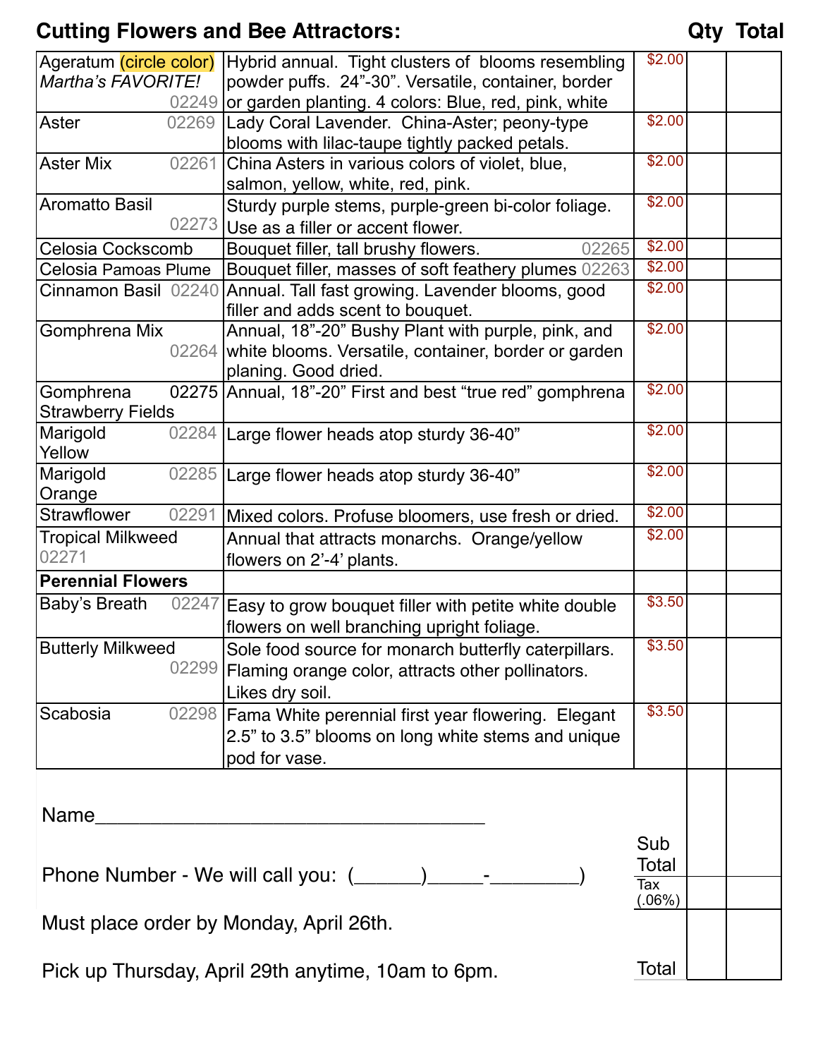## Cutting Flowers and Bee Attractors:

| | | | Qty | Total |
|---|---|---|---|---|
| Ageratum (circle color) *Martha's FAVORITE!* 02249 | Hybrid annual. Tight clusters of blooms resembling powder puffs. 24"-30". Versatile, container, border or garden planting. 4 colors: Blue, red, pink, white | $2.00 | | |
| Aster 02269 | Lady Coral Lavender. China-Aster; peony-type blooms with lilac-taupe tightly packed petals. | $2.00 | | |
| Aster Mix 02261 | China Asters in various colors of violet, blue, salmon, yellow, white, red, pink. | $2.00 | | |
| Aromatto Basil 02273 | Sturdy purple stems, purple-green bi-color foliage. Use as a filler or accent flower. | $2.00 | | |
| Celosia Cockscomb | Bouquet filler, tall brushy flowers. 02265 | $2.00 | | |
| Celosia Pamoas Plume | Bouquet filler, masses of soft feathery plumes 02263 | $2.00 | | |
| Cinnamon Basil 02240 | Annual. Tall fast growing. Lavender blooms, good filler and adds scent to bouquet. | $2.00 | | |
| Gomphrena Mix 02264 | Annual, 18"-20" Bushy Plant with purple, pink, and white blooms. Versatile, container, border or garden planing. Good dried. | $2.00 | | |
| Gomphrena Strawberry Fields 02275 | Annual, 18"-20" First and best "true red" gomphrena | $2.00 | | |
| Marigold Yellow 02284 | Large flower heads atop sturdy 36-40" | $2.00 | | |
| Marigold Orange 02285 | Large flower heads atop sturdy 36-40" | $2.00 | | |
| Strawflower 02291 | Mixed colors. Profuse bloomers, use fresh or dried. | $2.00 | | |
| Tropical Milkweed 02271 | Annual that attracts monarchs. Orange/yellow flowers on 2'-4' plants. | $2.00 | | |
| **Perennial Flowers** | | | | |
| Baby's Breath 02247 | Easy to grow bouquet filler with petite white double flowers on well branching upright foliage. | $3.50 | | |
| Butterly Milkweed 02299 | Sole food source for monarch butterfly caterpillars. Flaming orange color, attracts other pollinators. Likes dry soil. | $3.50 | | |
| Scabosia 02298 | Fama White perennial first year flowering. Elegant 2.5" to 3.5" blooms on long white stems and unique pod for vase. | $3.50 | | |
| | | Sub Total | | |
| | | Tax (.06%) | | |
| | | Total | | |

Name___________________________________

Phone Number - We will call you: (______)_____-________)

Must place order by Monday, April 26th.

Pick up Thursday, April 29th anytime, 10am to 6pm.